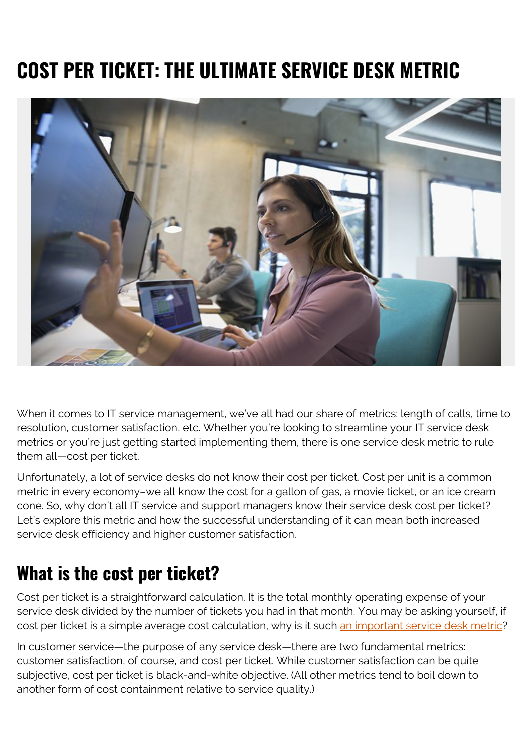# COST PER TICKET: THE ULTIMATE SERVICE DESK METRIC

When it comes to IT service management, we've all had our share of metrics: length of calls, time to resolution, customer satisfaction, etc. Whether you're looking to streamline your IT service desk metrics or you're just getting started implementing them, there is one service desk metric to rule them all—cost per ticket.

Unfortunately, a lot of service desks do not know their cost per ticket. Cost per unit is a common metric in every economy–we all know the cost for a gallon of gas, a movie ticket, or an ice cream cone. So, why don't all IT service and support managers know their service desk cost per ticket? Let's explore this metric and how the successful understanding of it can mean both increased service desk efficiency and higher customer satisfaction.

## What is the cost per ticket?

Cost per ticket is a straightforward calculation. It is the total monthly operating expense of your service desk divided by the number of tickets you had in that month. You may be asking yourself, if cost per ticket is a simple average cost calculation, why is it such an important service desk metric?

In customer service—the purpose of any service desk—there are two fundamental metrics: customer satisfaction, of course, and cost per ticket. While customer satisfaction can be quite subjective, cost per ticket is black-and-white objective. (All other metrics tend to boil down to another form of cost containment relative to service quality.)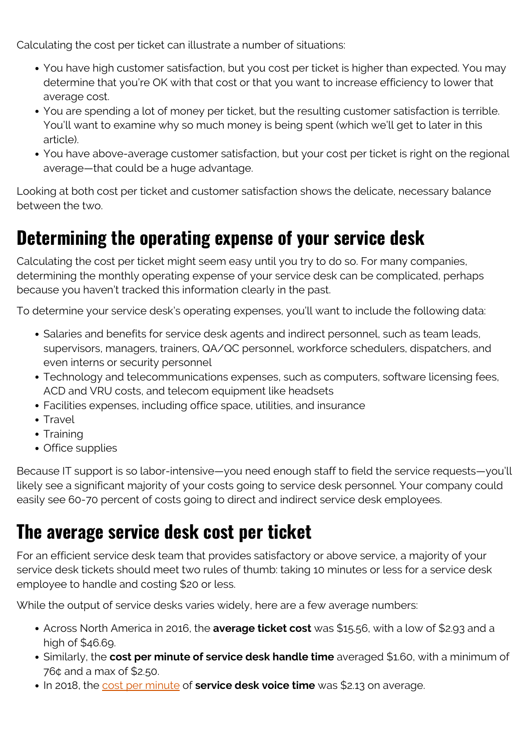Calculating the cost per ticket can illustrate a number of situations:

- You have high customer satisfaction, but you cost per ticket is higher than expected. You may determine that you're OK with that cost or that you want to increase efficiency to lower that average cost.
- You are spending a lot of money per ticket, but the resulting customer satisfaction is terrible. You'll want to examine why so much money is being spent (which we'll get to later in this article).
- You have above-average customer satisfaction, but your cost per ticket is right on the regional average—that could be a huge advantage.

Looking at both cost per ticket and customer satisfaction shows the delicate, necessary balance between the two.

## Determining the operating expense of your service desk

Calculating the cost per ticket might seem easy until you try to do so. For many companies, determining the monthly operating expense of your service desk can be complicated, perhaps because you haven't tracked this information clearly in the past.

To determine your service desk's operating expenses, you'll want to include the following data:

- Salaries and benefits for service desk agents and indirect personnel, such as team leads, supervisors, managers, trainers, QA/QC personnel, workforce schedulers, dispatchers, and even interns or security personnel
- Technology and telecommunications expenses, such as computers, software licensing fees, ACD and VRU costs, and telecom equipment like headsets
- Facilities expenses, including office space, utilities, and insurance
- Travel
- Training
- Office supplies

Because IT support is so labor-intensive—you need enough staff to field the service requests—you'll likely see a significant majority of your costs going to service desk personnel. Your company could easily see 60-70 percent of costs going to direct and indirect service desk employees.

## The average service desk cost per ticket

For an efficient service desk team that provides satisfactory or above service, a majority of your service desk tickets should meet two rules of thumb: taking 10 minutes or less for a service desk employee to handle and costing $20 or less.

While the output of service desks varies widely, here are a few average numbers:

- Across North America in 2016, the **average ticket cost** was $15.56, with a low of $2.93 and a high of $46.69.
- Similarly, the **cost per minute of service desk handle time** averaged $1.60, with a minimum of 76¢ and a max of $2.50.
- In 2018, the cost per minute of **service desk voice time** was $2.13 on average.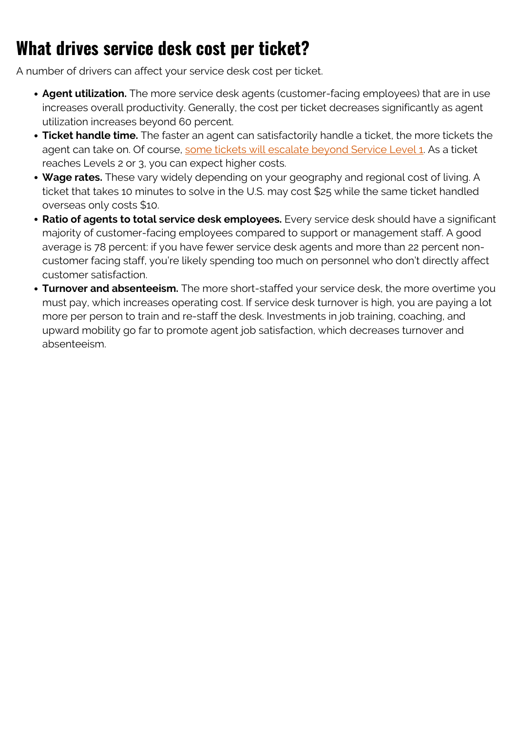# What drives service desk cost per ticket?

A number of drivers can affect your service desk cost per ticket.

- **Agent utilization.** The more service desk agents (customer-facing employees) that are in use increases overall productivity. Generally, the cost per ticket decreases significantly as agent utilization increases beyond 60 percent.
- **Ticket handle time.** The faster an agent can satisfactorily handle a ticket, the more tickets the agent can take on. Of course, some tickets will escalate beyond Service Level 1. As a ticket reaches Levels 2 or 3, you can expect higher costs.
- **Wage rates.** These vary widely depending on your geography and regional cost of living. A ticket that takes 10 minutes to solve in the U.S. may cost $25 while the same ticket handled overseas only costs $10.
- **Ratio of agents to total service desk employees.** Every service desk should have a significant majority of customer-facing employees compared to support or management staff. A good average is 78 percent: if you have fewer service desk agents and more than 22 percent non-customer facing staff, you're likely spending too much on personnel who don't directly affect customer satisfaction.
- **Turnover and absenteeism.** The more short-staffed your service desk, the more overtime you must pay, which increases operating cost. If service desk turnover is high, you are paying a lot more per person to train and re-staff the desk. Investments in job training, coaching, and upward mobility go far to promote agent job satisfaction, which decreases turnover and absenteeism.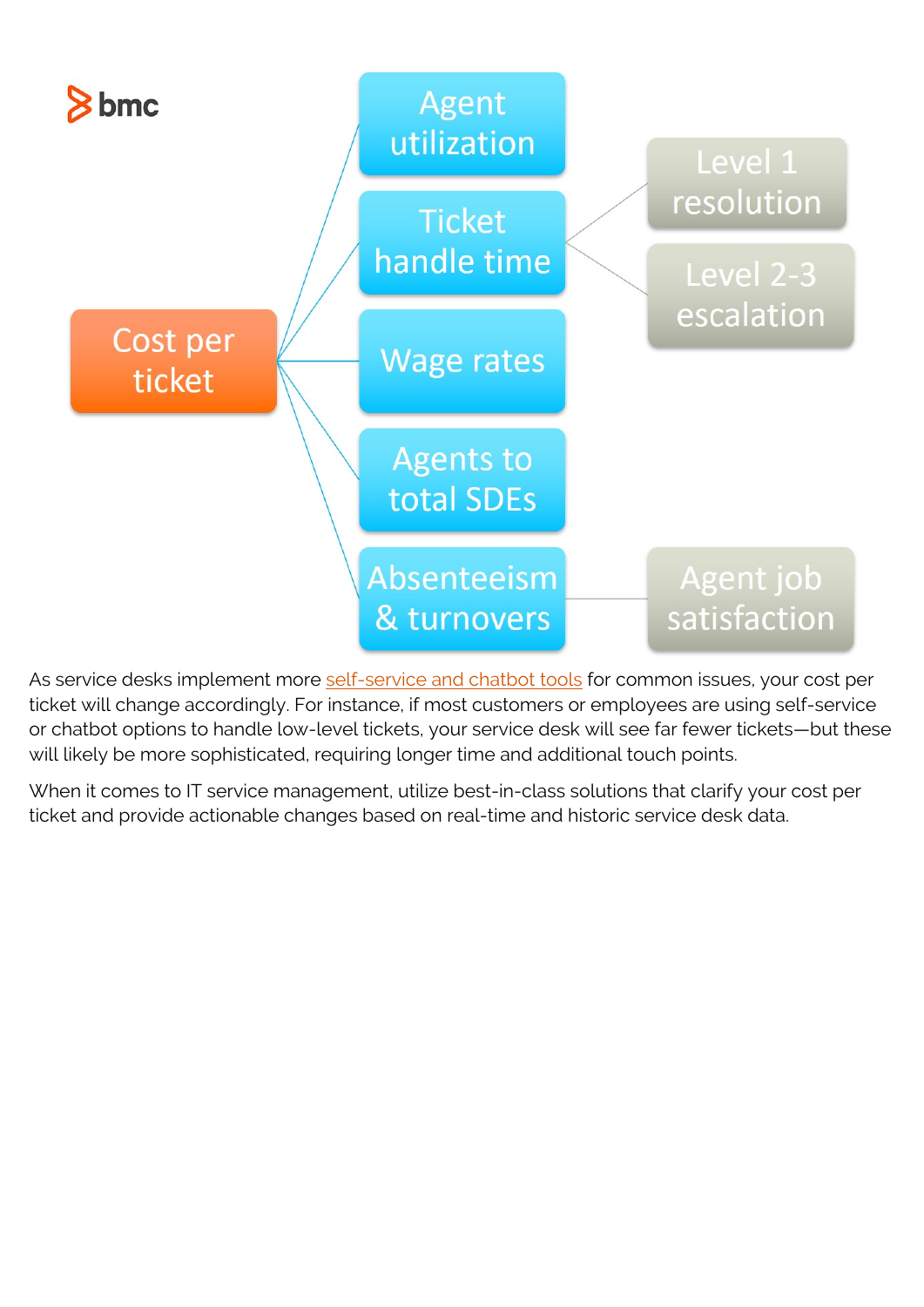Cost per ticket

Agent utilization

Ticket handle time

Wage rates

Agents to total SDEs

Absenteeism & turnovers

Level 1 resolution

Level 2-3 escalation

Agent job satisfaction

As service desks implement more self-service and chatbot tools for common issues, your cost per ticket will change accordingly. For instance, if most customers or employees are using self-service or chatbot options to handle low-level tickets, your service desk will see far fewer tickets—but these will likely be more sophisticated, requiring longer time and additional touch points.

When it comes to IT service management, utilize best-in-class solutions that clarify your cost per ticket and provide actionable changes based on real-time and historic service desk data.